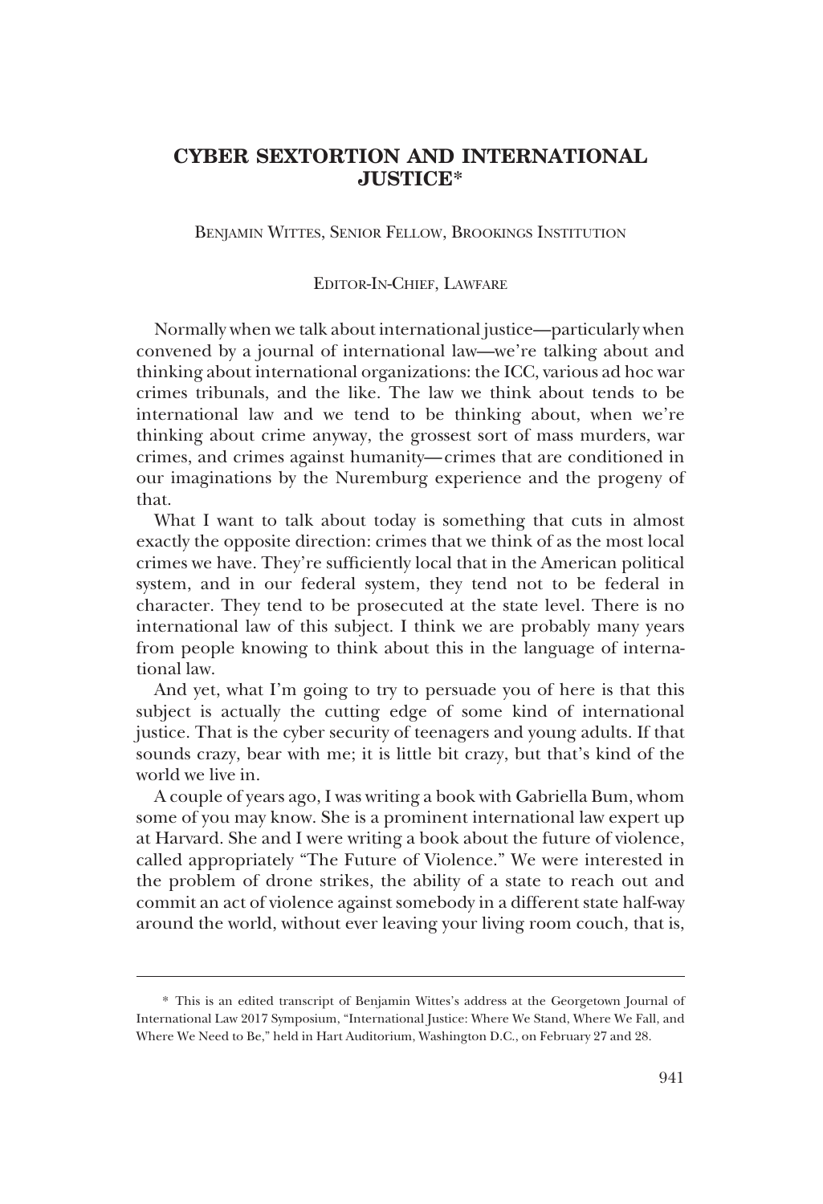# CYBER SEXTORTION AND INTERNATIONAL JUSTICE*

Benjamin Wittes, Senior Fellow, Brookings Institution

Editor-In-Chief, Lawfare

Normally when we talk about international justice—particularly when convened by a journal of international law—we're talking about and thinking about international organizations: the ICC, various ad hoc war crimes tribunals, and the like. The law we think about tends to be international law and we tend to be thinking about, when we're thinking about crime anyway, the grossest sort of mass murders, war crimes, and crimes against humanity—crimes that are conditioned in our imaginations by the Nuremburg experience and the progeny of that.

What I want to talk about today is something that cuts in almost exactly the opposite direction: crimes that we think of as the most local crimes we have. They're sufficiently local that in the American political system, and in our federal system, they tend not to be federal in character. They tend to be prosecuted at the state level. There is no international law of this subject. I think we are probably many years from people knowing to think about this in the language of international law.

And yet, what I'm going to try to persuade you of here is that this subject is actually the cutting edge of some kind of international justice. That is the cyber security of teenagers and young adults. If that sounds crazy, bear with me; it is little bit crazy, but that's kind of the world we live in.

A couple of years ago, I was writing a book with Gabriella Bum, whom some of you may know. She is a prominent international law expert up at Harvard. She and I were writing a book about the future of violence, called appropriately "The Future of Violence." We were interested in the problem of drone strikes, the ability of a state to reach out and commit an act of violence against somebody in a different state half-way around the world, without ever leaving your living room couch, that is,

---

\* This is an edited transcript of Benjamin Wittes's address at the Georgetown Journal of International Law 2017 Symposium, "International Justice: Where We Stand, Where We Fall, and Where We Need to Be," held in Hart Auditorium, Washington D.C., on February 27 and 28.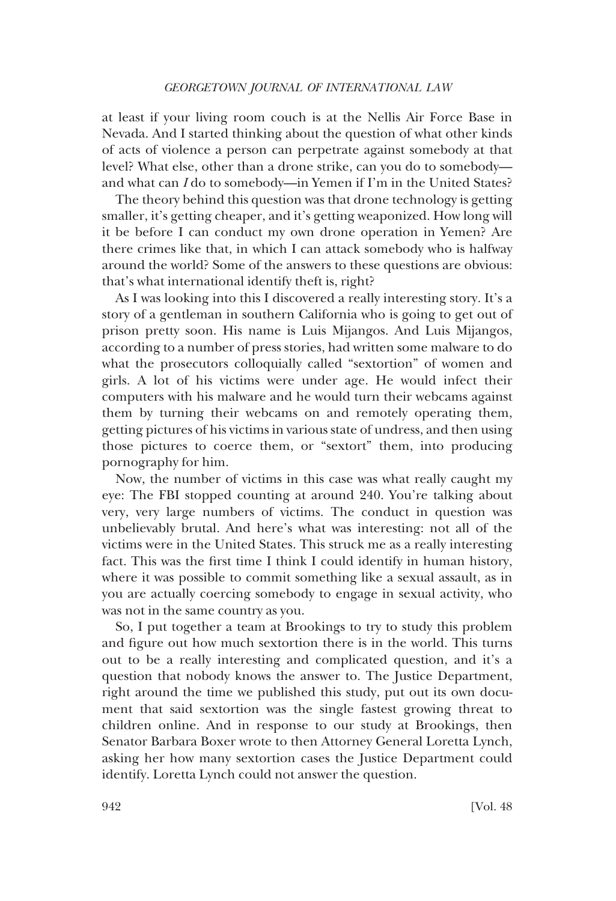at least if your living room couch is at the Nellis Air Force Base in Nevada. And I started thinking about the question of what other kinds of acts of violence a person can perpetrate against somebody at that level? What else, other than a drone strike, can you do to somebody—and what can *I* do to somebody—in Yemen if I'm in the United States?

The theory behind this question was that drone technology is getting smaller, it's getting cheaper, and it's getting weaponized. How long will it be before I can conduct my own drone operation in Yemen? Are there crimes like that, in which I can attack somebody who is halfway around the world? Some of the answers to these questions are obvious: that's what international identify theft is, right?

As I was looking into this I discovered a really interesting story. It's a story of a gentleman in southern California who is going to get out of prison pretty soon. His name is Luis Mijangos. And Luis Mijangos, according to a number of press stories, had written some malware to do what the prosecutors colloquially called "sextortion" of women and girls. A lot of his victims were under age. He would infect their computers with his malware and he would turn their webcams against them by turning their webcams on and remotely operating them, getting pictures of his victims in various state of undress, and then using those pictures to coerce them, or "sextort" them, into producing pornography for him.

Now, the number of victims in this case was what really caught my eye: The FBI stopped counting at around 240. You're talking about very, very large numbers of victims. The conduct in question was unbelievably brutal. And here's what was interesting: not all of the victims were in the United States. This struck me as a really interesting fact. This was the first time I think I could identify in human history, where it was possible to commit something like a sexual assault, as in you are actually coercing somebody to engage in sexual activity, who was not in the same country as you.

So, I put together a team at Brookings to try to study this problem and figure out how much sextortion there is in the world. This turns out to be a really interesting and complicated question, and it's a question that nobody knows the answer to. The Justice Department, right around the time we published this study, put out its own document that said sextortion was the single fastest growing threat to children online. And in response to our study at Brookings, then Senator Barbara Boxer wrote to then Attorney General Loretta Lynch, asking her how many sextortion cases the Justice Department could identify. Loretta Lynch could not answer the question.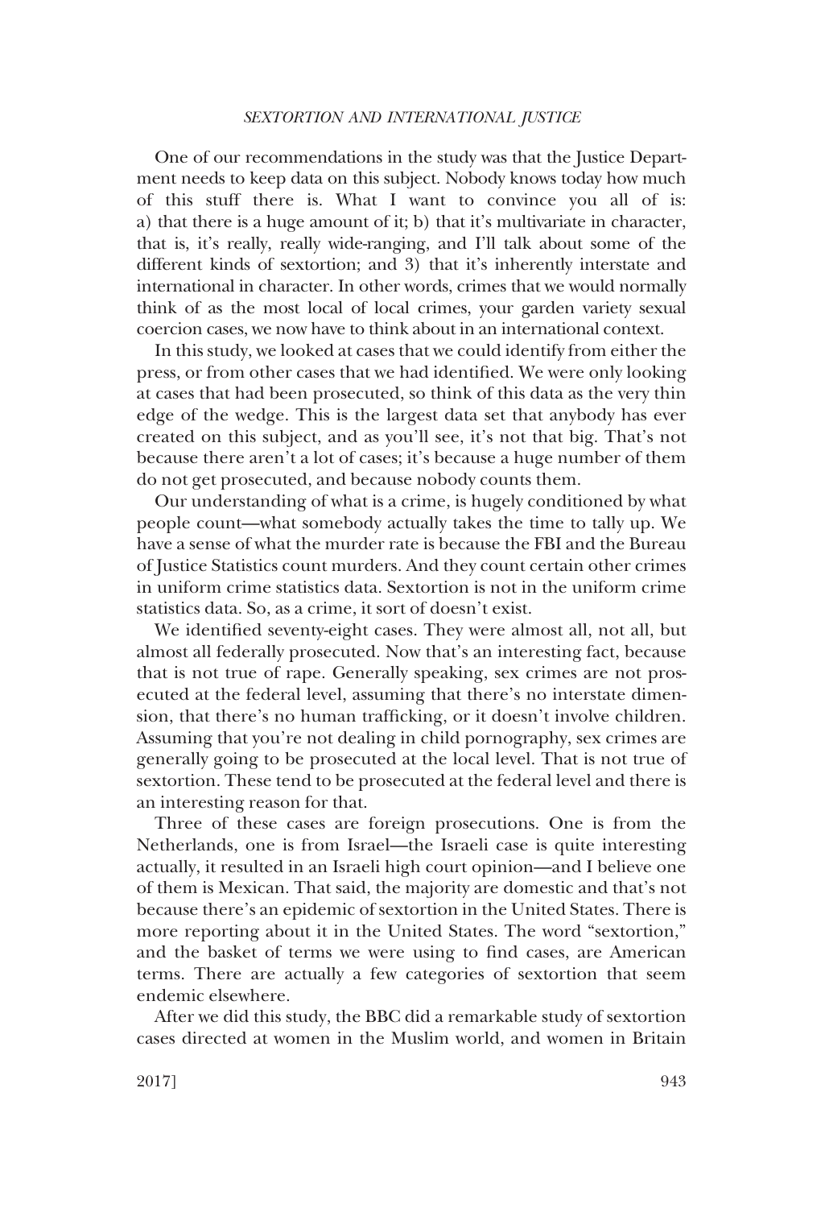One of our recommendations in the study was that the Justice Department needs to keep data on this subject. Nobody knows today how much of this stuff there is. What I want to convince you all of is: a) that there is a huge amount of it; b) that it's multivariate in character, that is, it's really, really wide-ranging, and I'll talk about some of the different kinds of sextortion; and 3) that it's inherently interstate and international in character. In other words, crimes that we would normally think of as the most local of local crimes, your garden variety sexual coercion cases, we now have to think about in an international context.

In this study, we looked at cases that we could identify from either the press, or from other cases that we had identified. We were only looking at cases that had been prosecuted, so think of this data as the very thin edge of the wedge. This is the largest data set that anybody has ever created on this subject, and as you'll see, it's not that big. That's not because there aren't a lot of cases; it's because a huge number of them do not get prosecuted, and because nobody counts them.

Our understanding of what is a crime, is hugely conditioned by what people count—what somebody actually takes the time to tally up. We have a sense of what the murder rate is because the FBI and the Bureau of Justice Statistics count murders. And they count certain other crimes in uniform crime statistics data. Sextortion is not in the uniform crime statistics data. So, as a crime, it sort of doesn't exist.

We identified seventy-eight cases. They were almost all, not all, but almost all federally prosecuted. Now that's an interesting fact, because that is not true of rape. Generally speaking, sex crimes are not prosecuted at the federal level, assuming that there's no interstate dimension, that there's no human trafficking, or it doesn't involve children. Assuming that you're not dealing in child pornography, sex crimes are generally going to be prosecuted at the local level. That is not true of sextortion. These tend to be prosecuted at the federal level and there is an interesting reason for that.

Three of these cases are foreign prosecutions. One is from the Netherlands, one is from Israel—the Israeli case is quite interesting actually, it resulted in an Israeli high court opinion—and I believe one of them is Mexican. That said, the majority are domestic and that's not because there's an epidemic of sextortion in the United States. There is more reporting about it in the United States. The word "sextortion," and the basket of terms we were using to find cases, are American terms. There are actually a few categories of sextortion that seem endemic elsewhere.

After we did this study, the BBC did a remarkable study of sextortion cases directed at women in the Muslim world, and women in Britain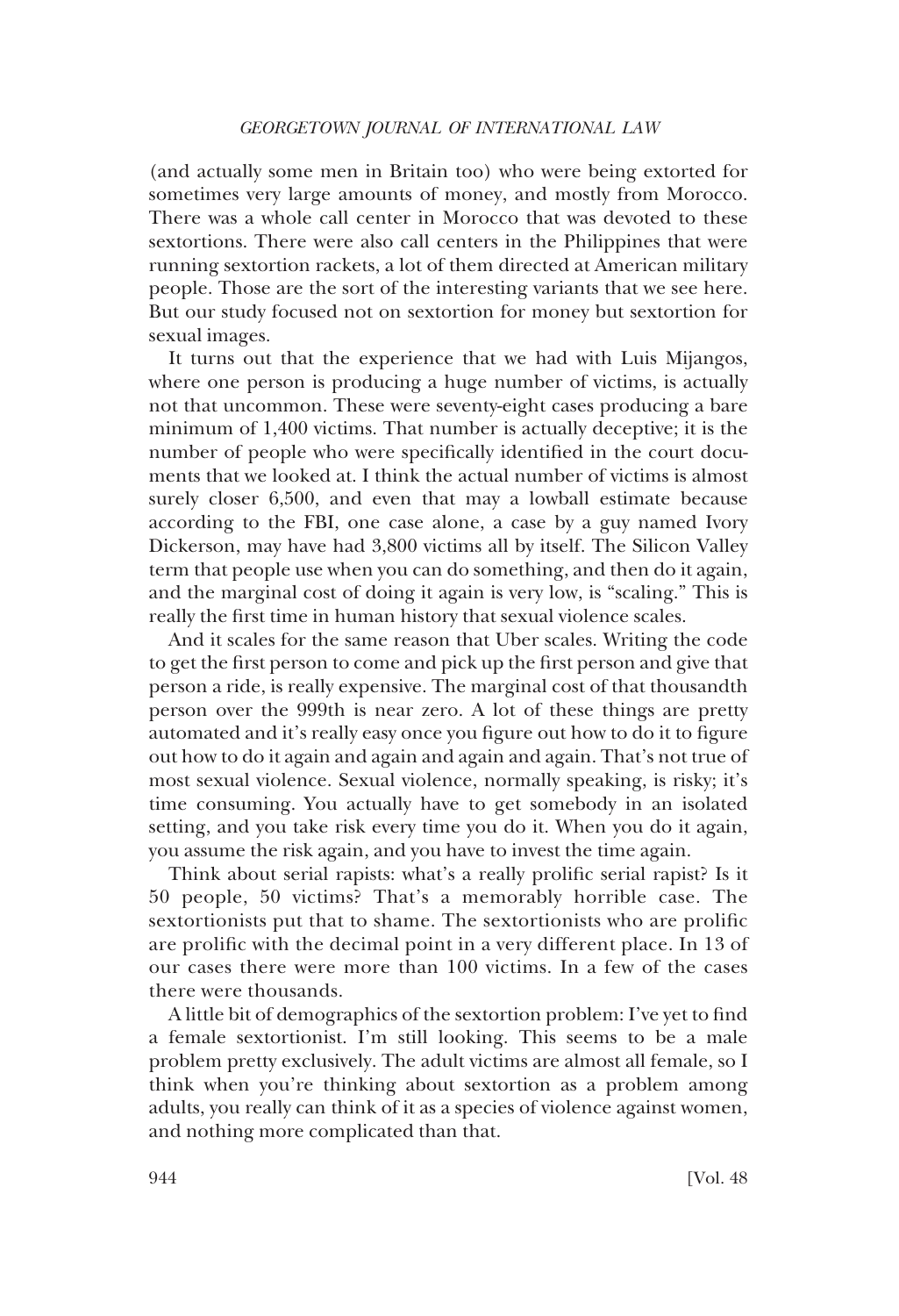(and actually some men in Britain too) who were being extorted for sometimes very large amounts of money, and mostly from Morocco. There was a whole call center in Morocco that was devoted to these sextortions. There were also call centers in the Philippines that were running sextortion rackets, a lot of them directed at American military people. Those are the sort of the interesting variants that we see here. But our study focused not on sextortion for money but sextortion for sexual images.

It turns out that the experience that we had with Luis Mijangos, where one person is producing a huge number of victims, is actually not that uncommon. These were seventy-eight cases producing a bare minimum of 1,400 victims. That number is actually deceptive; it is the number of people who were specifically identified in the court documents that we looked at. I think the actual number of victims is almost surely closer 6,500, and even that may a lowball estimate because according to the FBI, one case alone, a case by a guy named Ivory Dickerson, may have had 3,800 victims all by itself. The Silicon Valley term that people use when you can do something, and then do it again, and the marginal cost of doing it again is very low, is "scaling." This is really the first time in human history that sexual violence scales.

And it scales for the same reason that Uber scales. Writing the code to get the first person to come and pick up the first person and give that person a ride, is really expensive. The marginal cost of that thousandth person over the 999th is near zero. A lot of these things are pretty automated and it's really easy once you figure out how to do it to figure out how to do it again and again and again and again. That's not true of most sexual violence. Sexual violence, normally speaking, is risky; it's time consuming. You actually have to get somebody in an isolated setting, and you take risk every time you do it. When you do it again, you assume the risk again, and you have to invest the time again.

Think about serial rapists: what's a really prolific serial rapist? Is it 50 people, 50 victims? That's a memorably horrible case. The sextortionists put that to shame. The sextortionists who are prolific are prolific with the decimal point in a very different place. In 13 of our cases there were more than 100 victims. In a few of the cases there were thousands.

A little bit of demographics of the sextortion problem: I've yet to find a female sextortionist. I'm still looking. This seems to be a male problem pretty exclusively. The adult victims are almost all female, so I think when you're thinking about sextortion as a problem among adults, you really can think of it as a species of violence against women, and nothing more complicated than that.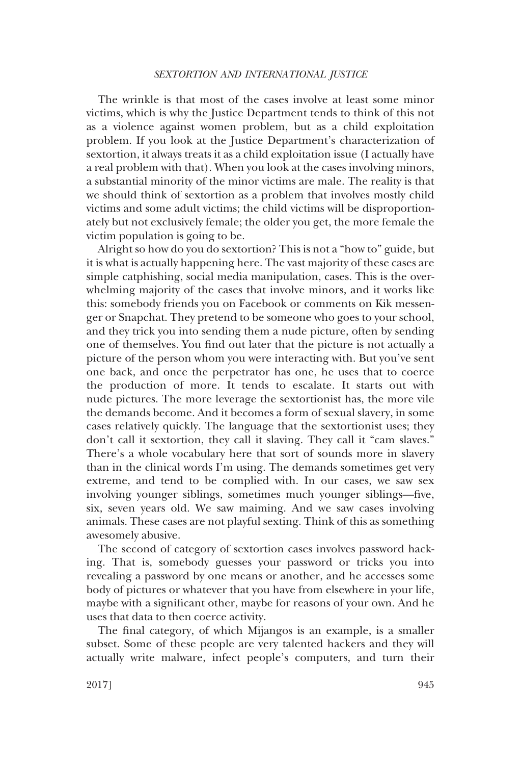The wrinkle is that most of the cases involve at least some minor victims, which is why the Justice Department tends to think of this not as a violence against women problem, but as a child exploitation problem. If you look at the Justice Department's characterization of sextortion, it always treats it as a child exploitation issue (I actually have a real problem with that). When you look at the cases involving minors, a substantial minority of the minor victims are male. The reality is that we should think of sextortion as a problem that involves mostly child victims and some adult victims; the child victims will be disproportionately but not exclusively female; the older you get, the more female the victim population is going to be.

Alright so how do you do sextortion? This is not a "how to" guide, but it is what is actually happening here. The vast majority of these cases are simple catphishing, social media manipulation, cases. This is the overwhelming majority of the cases that involve minors, and it works like this: somebody friends you on Facebook or comments on Kik messenger or Snapchat. They pretend to be someone who goes to your school, and they trick you into sending them a nude picture, often by sending one of themselves. You find out later that the picture is not actually a picture of the person whom you were interacting with. But you've sent one back, and once the perpetrator has one, he uses that to coerce the production of more. It tends to escalate. It starts out with nude pictures. The more leverage the sextortionist has, the more vile the demands become. And it becomes a form of sexual slavery, in some cases relatively quickly. The language that the sextortionist uses; they don't call it sextortion, they call it slaving. They call it "cam slaves." There's a whole vocabulary here that sort of sounds more in slavery than in the clinical words I'm using. The demands sometimes get very extreme, and tend to be complied with. In our cases, we saw sex involving younger siblings, sometimes much younger siblings—five, six, seven years old. We saw maiming. And we saw cases involving animals. These cases are not playful sexting. Think of this as something awesomely abusive.

The second of category of sextortion cases involves password hacking. That is, somebody guesses your password or tricks you into revealing a password by one means or another, and he accesses some body of pictures or whatever that you have from elsewhere in your life, maybe with a significant other, maybe for reasons of your own. And he uses that data to then coerce activity.

The final category, of which Mijangos is an example, is a smaller subset. Some of these people are very talented hackers and they will actually write malware, infect people's computers, and turn their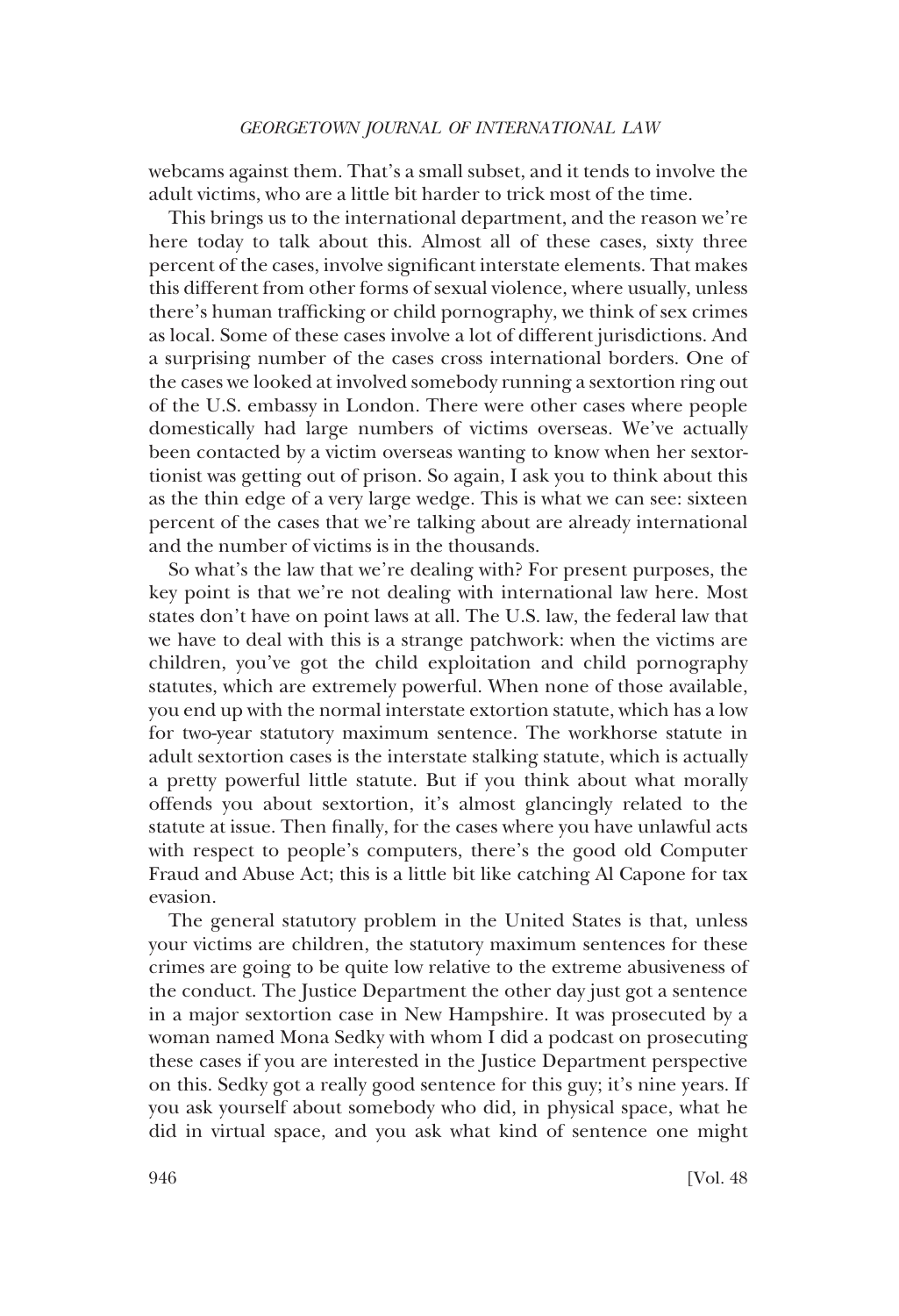webcams against them. That's a small subset, and it tends to involve the adult victims, who are a little bit harder to trick most of the time.

This brings us to the international department, and the reason we're here today to talk about this. Almost all of these cases, sixty three percent of the cases, involve significant interstate elements. That makes this different from other forms of sexual violence, where usually, unless there's human trafficking or child pornography, we think of sex crimes as local. Some of these cases involve a lot of different jurisdictions. And a surprising number of the cases cross international borders. One of the cases we looked at involved somebody running a sextortion ring out of the U.S. embassy in London. There were other cases where people domestically had large numbers of victims overseas. We've actually been contacted by a victim overseas wanting to know when her sextortionist was getting out of prison. So again, I ask you to think about this as the thin edge of a very large wedge. This is what we can see: sixteen percent of the cases that we're talking about are already international and the number of victims is in the thousands.

So what's the law that we're dealing with? For present purposes, the key point is that we're not dealing with international law here. Most states don't have on point laws at all. The U.S. law, the federal law that we have to deal with this is a strange patchwork: when the victims are children, you've got the child exploitation and child pornography statutes, which are extremely powerful. When none of those available, you end up with the normal interstate extortion statute, which has a low for two-year statutory maximum sentence. The workhorse statute in adult sextortion cases is the interstate stalking statute, which is actually a pretty powerful little statute. But if you think about what morally offends you about sextortion, it's almost glancingly related to the statute at issue. Then finally, for the cases where you have unlawful acts with respect to people's computers, there's the good old Computer Fraud and Abuse Act; this is a little bit like catching Al Capone for tax evasion.

The general statutory problem in the United States is that, unless your victims are children, the statutory maximum sentences for these crimes are going to be quite low relative to the extreme abusiveness of the conduct. The Justice Department the other day just got a sentence in a major sextortion case in New Hampshire. It was prosecuted by a woman named Mona Sedky with whom I did a podcast on prosecuting these cases if you are interested in the Justice Department perspective on this. Sedky got a really good sentence for this guy; it's nine years. If you ask yourself about somebody who did, in physical space, what he did in virtual space, and you ask what kind of sentence one might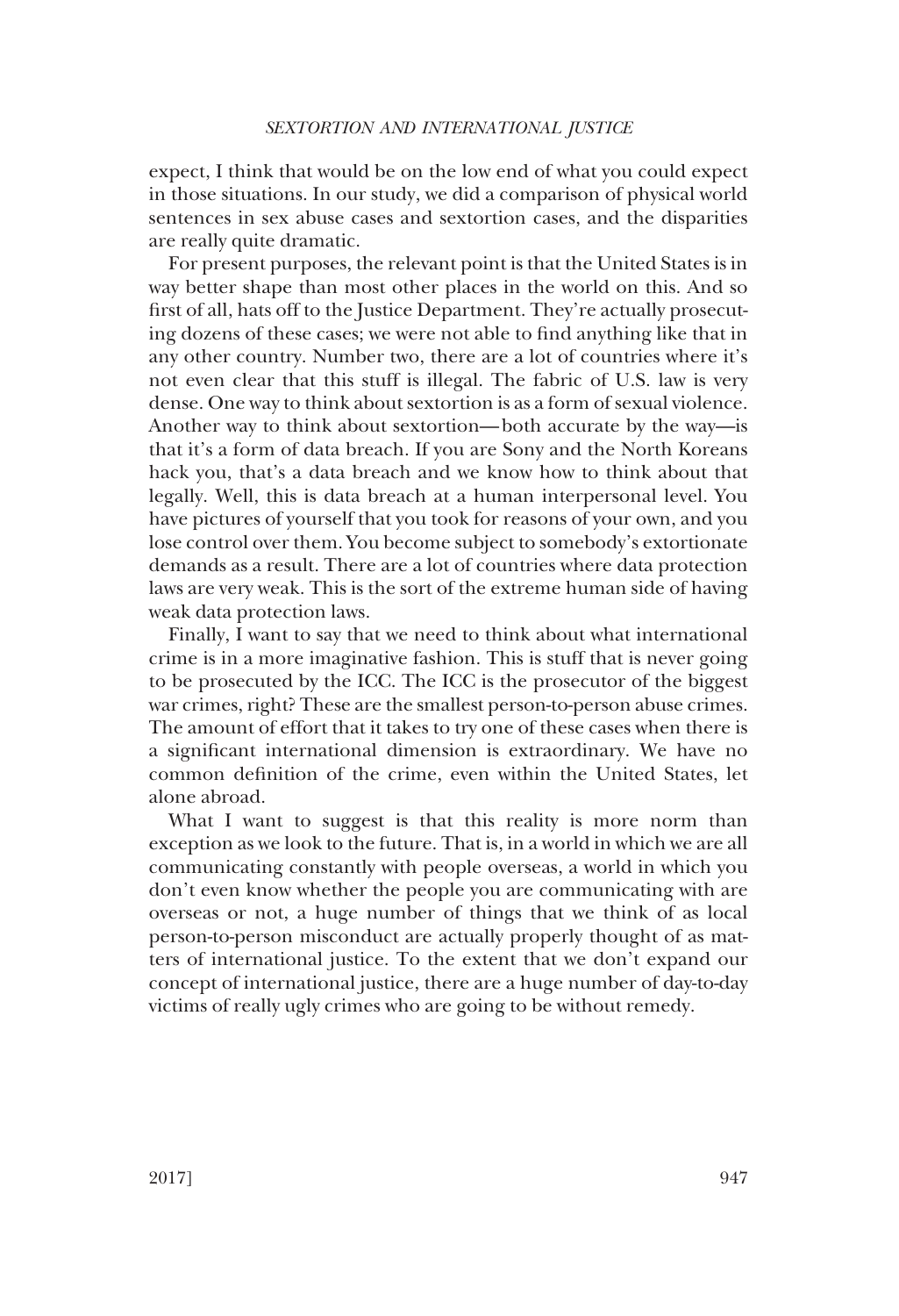expect, I think that would be on the low end of what you could expect in those situations. In our study, we did a comparison of physical world sentences in sex abuse cases and sextortion cases, and the disparities are really quite dramatic.

For present purposes, the relevant point is that the United States is in way better shape than most other places in the world on this. And so first of all, hats off to the Justice Department. They're actually prosecuting dozens of these cases; we were not able to find anything like that in any other country. Number two, there are a lot of countries where it's not even clear that this stuff is illegal. The fabric of U.S. law is very dense. One way to think about sextortion is as a form of sexual violence. Another way to think about sextortion—both accurate by the way—is that it's a form of data breach. If you are Sony and the North Koreans hack you, that's a data breach and we know how to think about that legally. Well, this is data breach at a human interpersonal level. You have pictures of yourself that you took for reasons of your own, and you lose control over them. You become subject to somebody's extortionate demands as a result. There are a lot of countries where data protection laws are very weak. This is the sort of the extreme human side of having weak data protection laws.

Finally, I want to say that we need to think about what international crime is in a more imaginative fashion. This is stuff that is never going to be prosecuted by the ICC. The ICC is the prosecutor of the biggest war crimes, right? These are the smallest person-to-person abuse crimes. The amount of effort that it takes to try one of these cases when there is a significant international dimension is extraordinary. We have no common definition of the crime, even within the United States, let alone abroad.

What I want to suggest is that this reality is more norm than exception as we look to the future. That is, in a world in which we are all communicating constantly with people overseas, a world in which you don't even know whether the people you are communicating with are overseas or not, a huge number of things that we think of as local person-to-person misconduct are actually properly thought of as matters of international justice. To the extent that we don't expand our concept of international justice, there are a huge number of day-to-day victims of really ugly crimes who are going to be without remedy.